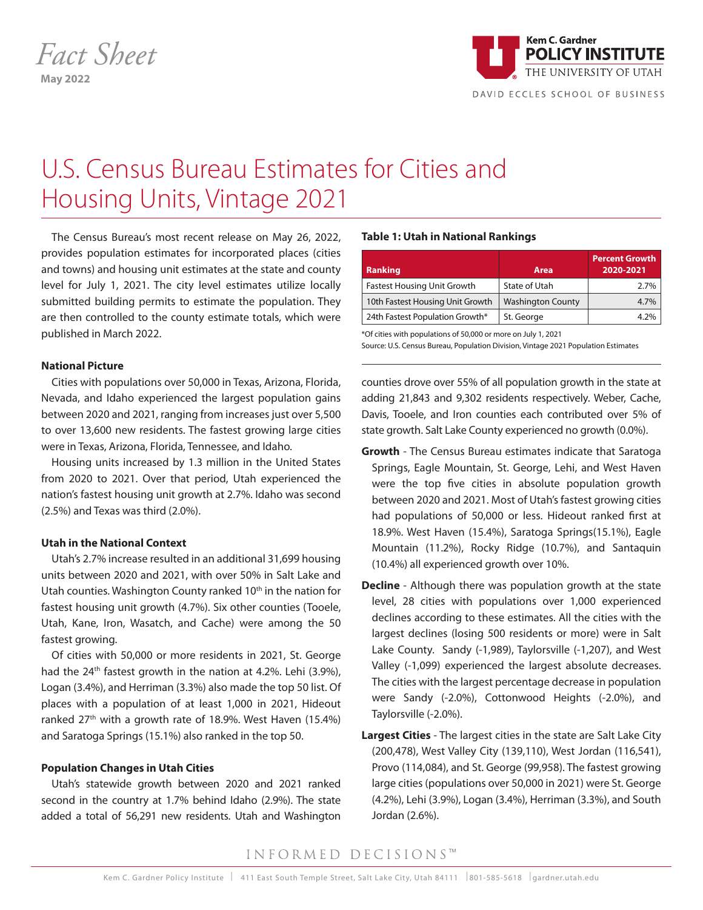*Fact Sheet*
**May 2022**

# U.S. Census Bureau Estimates for Cities and Housing Units, Vintage 2021

The Census Bureau's most recent release on May 26, 2022, provides population estimates for incorporated places (cities and towns) and housing unit estimates at the state and county level for July 1, 2021. The city level estimates utilize locally submitted building permits to estimate the population. They are then controlled to the county estimate totals, which were published in March 2022.

### National Picture

Cities with populations over 50,000 in Texas, Arizona, Florida, Nevada, and Idaho experienced the largest population gains between 2020 and 2021, ranging from increases just over 5,500 to over 13,600 new residents. The fastest growing large cities were in Texas, Arizona, Florida, Tennessee, and Idaho.

Housing units increased by 1.3 million in the United States from 2020 to 2021. Over that period, Utah experienced the nation's fastest housing unit growth at 2.7%. Idaho was second (2.5%) and Texas was third (2.0%).

### Utah in the National Context

Utah's 2.7% increase resulted in an additional 31,699 housing units between 2020 and 2021, with over 50% in Salt Lake and Utah counties. Washington County ranked 10th in the nation for fastest housing unit growth (4.7%). Six other counties (Tooele, Utah, Kane, Iron, Wasatch, and Cache) were among the 50 fastest growing.

Of cities with 50,000 or more residents in 2021, St. George had the 24th fastest growth in the nation at 4.2%. Lehi (3.9%), Logan (3.4%), and Herriman (3.3%) also made the top 50 list. Of places with a population of at least 1,000 in 2021, Hideout ranked 27th with a growth rate of 18.9%. West Haven (15.4%) and Saratoga Springs (15.1%) also ranked in the top 50.

### Population Changes in Utah Cities

Utah's statewide growth between 2020 and 2021 ranked second in the country at 1.7% behind Idaho (2.9%). The state added a total of 56,291 new residents. Utah and Washington counties drove over 55% of all population growth in the state at adding 21,843 and 9,302 residents respectively. Weber, Cache, Davis, Tooele, and Iron counties each contributed over 5% of state growth. Salt Lake County experienced no growth (0.0%).

**Table 1: Utah in National Rankings**

| Ranking | Area | Percent Growth 2020-2021 |
|---|---|---|
| Fastest Housing Unit Growth | State of Utah | 2.7% |
| 10th Fastest Housing Unit Growth | Washington County | 4.7% |
| 24th Fastest Population Growth* | St. George | 4.2% |

*Of cities with populations of 50,000 or more on July 1, 2021
Source: U.S. Census Bureau, Population Division, Vintage 2021 Population Estimates

- **Growth** - The Census Bureau estimates indicate that Saratoga Springs, Eagle Mountain, St. George, Lehi, and West Haven were the top five cities in absolute population growth between 2020 and 2021. Most of Utah's fastest growing cities had populations of 50,000 or less. Hideout ranked first at 18.9%. West Haven (15.4%), Saratoga Springs(15.1%), Eagle Mountain (11.2%), Rocky Ridge (10.7%), and Santaquin (10.4%) all experienced growth over 10%.
- **Decline** - Although there was population growth at the state level, 28 cities with populations over 1,000 experienced declines according to these estimates. All the cities with the largest declines (losing 500 residents or more) were in Salt Lake County. Sandy (-1,989), Taylorsville (-1,207), and West Valley (-1,099) experienced the largest absolute decreases. The cities with the largest percentage decrease in population were Sandy (-2.0%), Cottonwood Heights (-2.0%), and Taylorsville (-2.0%).
- **Largest Cities** - The largest cities in the state are Salt Lake City (200,478), West Valley City (139,110), West Jordan (116,541), Provo (114,084), and St. George (99,958). The fastest growing large cities (populations over 50,000 in 2021) were St. George (4.2%), Lehi (3.9%), Logan (3.4%), Herriman (3.3%), and South Jordan (2.6%).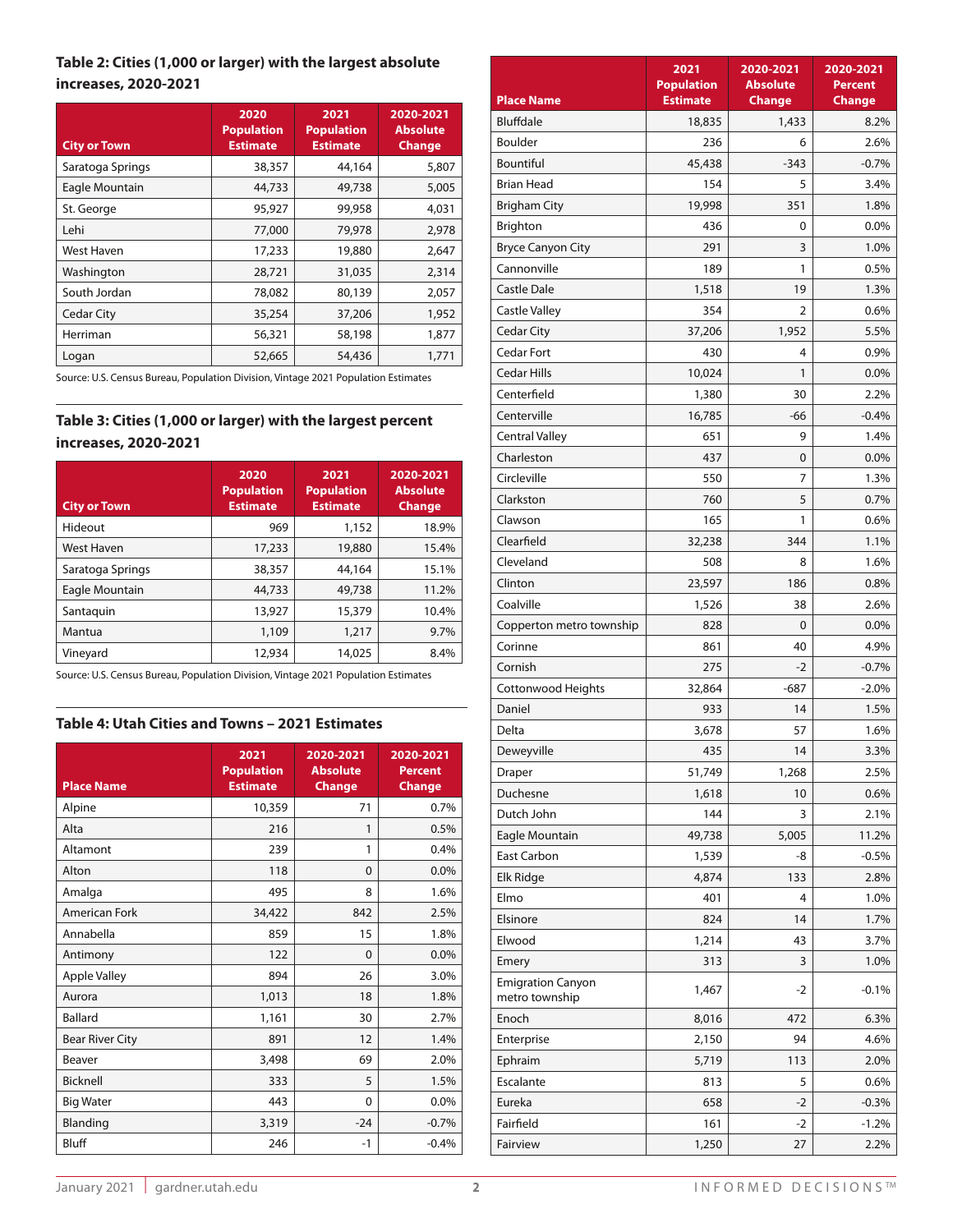### Table 2: Cities (1,000 or larger) with the largest absolute increases, 2020-2021

| City or Town | 2020 Population Estimate | 2021 Population Estimate | 2020-2021 Absolute Change |
|---|---|---|---|
| Saratoga Springs | 38,357 | 44,164 | 5,807 |
| Eagle Mountain | 44,733 | 49,738 | 5,005 |
| St. George | 95,927 | 99,958 | 4,031 |
| Lehi | 77,000 | 79,978 | 2,978 |
| West Haven | 17,233 | 19,880 | 2,647 |
| Washington | 28,721 | 31,035 | 2,314 |
| South Jordan | 78,082 | 80,139 | 2,057 |
| Cedar City | 35,254 | 37,206 | 1,952 |
| Herriman | 56,321 | 58,198 | 1,877 |
| Logan | 52,665 | 54,436 | 1,771 |

Source: U.S. Census Bureau, Population Division, Vintage 2021 Population Estimates

### Table 3: Cities (1,000 or larger) with the largest percent increases, 2020-2021

| City or Town | 2020 Population Estimate | 2021 Population Estimate | 2020-2021 Absolute Change |
|---|---|---|---|
| Hideout | 969 | 1,152 | 18.9% |
| West Haven | 17,233 | 19,880 | 15.4% |
| Saratoga Springs | 38,357 | 44,164 | 15.1% |
| Eagle Mountain | 44,733 | 49,738 | 11.2% |
| Santaquin | 13,927 | 15,379 | 10.4% |
| Mantua | 1,109 | 1,217 | 9.7% |
| Vineyard | 12,934 | 14,025 | 8.4% |

Source: U.S. Census Bureau, Population Division, Vintage 2021 Population Estimates

### Table 4: Utah Cities and Towns – 2021 Estimates

| Place Name | 2021 Population Estimate | 2020-2021 Absolute Change | 2020-2021 Percent Change |
|---|---|---|---|
| Alpine | 10,359 | 71 | 0.7% |
| Alta | 216 | 1 | 0.5% |
| Altamont | 239 | 1 | 0.4% |
| Alton | 118 | 0 | 0.0% |
| Amalga | 495 | 8 | 1.6% |
| American Fork | 34,422 | 842 | 2.5% |
| Annabella | 859 | 15 | 1.8% |
| Antimony | 122 | 0 | 0.0% |
| Apple Valley | 894 | 26 | 3.0% |
| Aurora | 1,013 | 18 | 1.8% |
| Ballard | 1,161 | 30 | 2.7% |
| Bear River City | 891 | 12 | 1.4% |
| Beaver | 3,498 | 69 | 2.0% |
| Bicknell | 333 | 5 | 1.5% |
| Big Water | 443 | 0 | 0.0% |
| Blanding | 3,319 | -24 | -0.7% |
| Bluff | 246 | -1 | -0.4% |
| Bluffdale | 18,835 | 1,433 | 8.2% |
| Boulder | 236 | 6 | 2.6% |
| Bountiful | 45,438 | -343 | -0.7% |
| Brian Head | 154 | 5 | 3.4% |
| Brigham City | 19,998 | 351 | 1.8% |
| Brighton | 436 | 0 | 0.0% |
| Bryce Canyon City | 291 | 3 | 1.0% |
| Cannonville | 189 | 1 | 0.5% |
| Castle Dale | 1,518 | 19 | 1.3% |
| Castle Valley | 354 | 2 | 0.6% |
| Cedar City | 37,206 | 1,952 | 5.5% |
| Cedar Fort | 430 | 4 | 0.9% |
| Cedar Hills | 10,024 | 1 | 0.0% |
| Centerfield | 1,380 | 30 | 2.2% |
| Centerville | 16,785 | -66 | -0.4% |
| Central Valley | 651 | 9 | 1.4% |
| Charleston | 437 | 0 | 0.0% |
| Circleville | 550 | 7 | 1.3% |
| Clarkston | 760 | 5 | 0.7% |
| Clawson | 165 | 1 | 0.6% |
| Clearfield | 32,238 | 344 | 1.1% |
| Cleveland | 508 | 8 | 1.6% |
| Clinton | 23,597 | 186 | 0.8% |
| Coalville | 1,526 | 38 | 2.6% |
| Copperton metro township | 828 | 0 | 0.0% |
| Corinne | 861 | 40 | 4.9% |
| Cornish | 275 | -2 | -0.7% |
| Cottonwood Heights | 32,864 | -687 | -2.0% |
| Daniel | 933 | 14 | 1.5% |
| Delta | 3,678 | 57 | 1.6% |
| Deweyville | 435 | 14 | 3.3% |
| Draper | 51,749 | 1,268 | 2.5% |
| Duchesne | 1,618 | 10 | 0.6% |
| Dutch John | 144 | 3 | 2.1% |
| Eagle Mountain | 49,738 | 5,005 | 11.2% |
| East Carbon | 1,539 | -8 | -0.5% |
| Elk Ridge | 4,874 | 133 | 2.8% |
| Elmo | 401 | 4 | 1.0% |
| Elsinore | 824 | 14 | 1.7% |
| Elwood | 1,214 | 43 | 3.7% |
| Emery | 313 | 3 | 1.0% |
| Emigration Canyon metro township | 1,467 | -2 | -0.1% |
| Enoch | 8,016 | 472 | 6.3% |
| Enterprise | 2,150 | 94 | 4.6% |
| Ephraim | 5,719 | 113 | 2.0% |
| Escalante | 813 | 5 | 0.6% |
| Eureka | 658 | -2 | -0.3% |
| Fairfield | 161 | -2 | -1.2% |
| Fairview | 1,250 | 27 | 2.2% |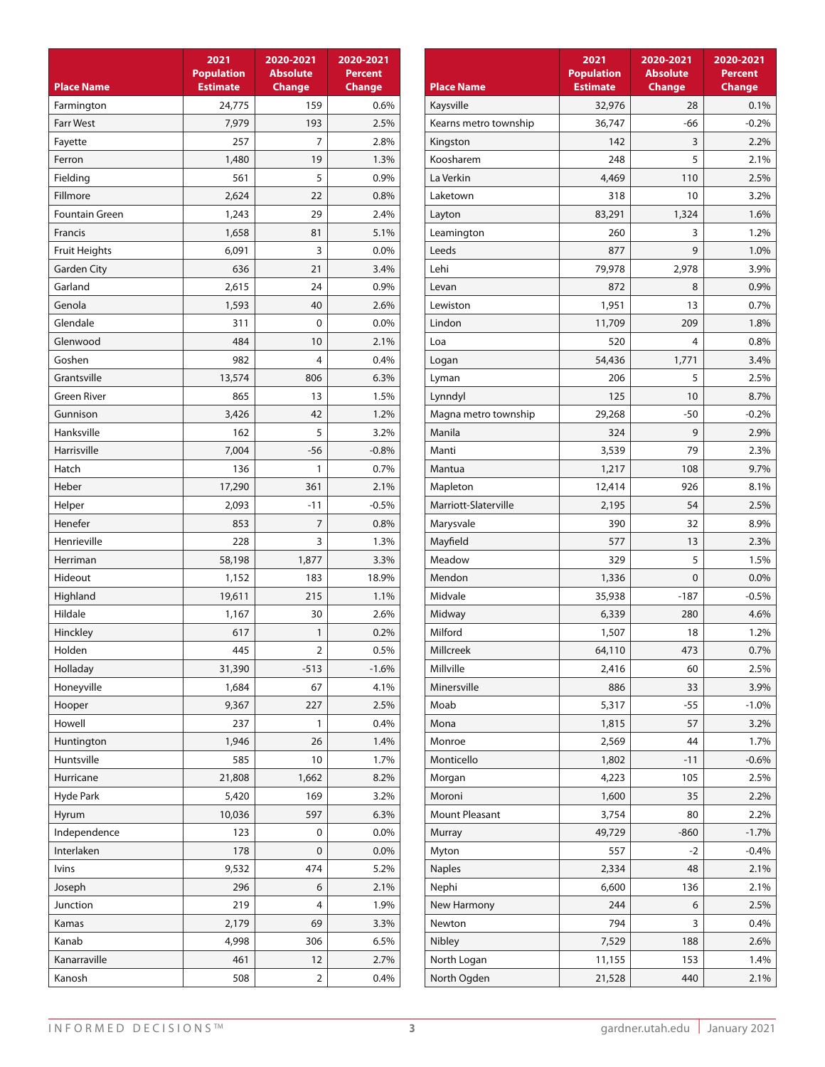| Place Name | 2021 Population Estimate | 2020-2021 Absolute Change | 2020-2021 Percent Change |
|---|---|---|---|
| Farmington | 24,775 | 159 | 0.6% |
| Farr West | 7,979 | 193 | 2.5% |
| Fayette | 257 | 7 | 2.8% |
| Ferron | 1,480 | 19 | 1.3% |
| Fielding | 561 | 5 | 0.9% |
| Fillmore | 2,624 | 22 | 0.8% |
| Fountain Green | 1,243 | 29 | 2.4% |
| Francis | 1,658 | 81 | 5.1% |
| Fruit Heights | 6,091 | 3 | 0.0% |
| Garden City | 636 | 21 | 3.4% |
| Garland | 2,615 | 24 | 0.9% |
| Genola | 1,593 | 40 | 2.6% |
| Glendale | 311 | 0 | 0.0% |
| Glenwood | 484 | 10 | 2.1% |
| Goshen | 982 | 4 | 0.4% |
| Grantsville | 13,574 | 806 | 6.3% |
| Green River | 865 | 13 | 1.5% |
| Gunnison | 3,426 | 42 | 1.2% |
| Hanksville | 162 | 5 | 3.2% |
| Harrisville | 7,004 | -56 | -0.8% |
| Hatch | 136 | 1 | 0.7% |
| Heber | 17,290 | 361 | 2.1% |
| Helper | 2,093 | -11 | -0.5% |
| Henefer | 853 | 7 | 0.8% |
| Henrieville | 228 | 3 | 1.3% |
| Herriman | 58,198 | 1,877 | 3.3% |
| Hideout | 1,152 | 183 | 18.9% |
| Highland | 19,611 | 215 | 1.1% |
| Hildale | 1,167 | 30 | 2.6% |
| Hinckley | 617 | 1 | 0.2% |
| Holden | 445 | 2 | 0.5% |
| Holladay | 31,390 | -513 | -1.6% |
| Honeyville | 1,684 | 67 | 4.1% |
| Hooper | 9,367 | 227 | 2.5% |
| Howell | 237 | 1 | 0.4% |
| Huntington | 1,946 | 26 | 1.4% |
| Huntsville | 585 | 10 | 1.7% |
| Hurricane | 21,808 | 1,662 | 8.2% |
| Hyde Park | 5,420 | 169 | 3.2% |
| Hyrum | 10,036 | 597 | 6.3% |
| Independence | 123 | 0 | 0.0% |
| Interlaken | 178 | 0 | 0.0% |
| Ivins | 9,532 | 474 | 5.2% |
| Joseph | 296 | 6 | 2.1% |
| Junction | 219 | 4 | 1.9% |
| Kamas | 2,179 | 69 | 3.3% |
| Kanab | 4,998 | 306 | 6.5% |
| Kanarraville | 461 | 12 | 2.7% |
| Kanosh | 508 | 2 | 0.4% |
| Kaysville | 32,976 | 28 | 0.1% |
| Kearns metro township | 36,747 | -66 | -0.2% |
| Kingston | 142 | 3 | 2.2% |
| Koosharem | 248 | 5 | 2.1% |
| La Verkin | 4,469 | 110 | 2.5% |
| Laketown | 318 | 10 | 3.2% |
| Layton | 83,291 | 1,324 | 1.6% |
| Leamington | 260 | 3 | 1.2% |
| Leeds | 877 | 9 | 1.0% |
| Lehi | 79,978 | 2,978 | 3.9% |
| Levan | 872 | 8 | 0.9% |
| Lewiston | 1,951 | 13 | 0.7% |
| Lindon | 11,709 | 209 | 1.8% |
| Loa | 520 | 4 | 0.8% |
| Logan | 54,436 | 1,771 | 3.4% |
| Lyman | 206 | 5 | 2.5% |
| Lynndyl | 125 | 10 | 8.7% |
| Magna metro township | 29,268 | -50 | -0.2% |
| Manila | 324 | 9 | 2.9% |
| Manti | 3,539 | 79 | 2.3% |
| Mantua | 1,217 | 108 | 9.7% |
| Mapleton | 12,414 | 926 | 8.1% |
| Marriott-Slaterville | 2,195 | 54 | 2.5% |
| Marysvale | 390 | 32 | 8.9% |
| Mayfield | 577 | 13 | 2.3% |
| Meadow | 329 | 5 | 1.5% |
| Mendon | 1,336 | 0 | 0.0% |
| Midvale | 35,938 | -187 | -0.5% |
| Midway | 6,339 | 280 | 4.6% |
| Milford | 1,507 | 18 | 1.2% |
| Millcreek | 64,110 | 473 | 0.7% |
| Millville | 2,416 | 60 | 2.5% |
| Minersville | 886 | 33 | 3.9% |
| Moab | 5,317 | -55 | -1.0% |
| Mona | 1,815 | 57 | 3.2% |
| Monroe | 2,569 | 44 | 1.7% |
| Monticello | 1,802 | -11 | -0.6% |
| Morgan | 4,223 | 105 | 2.5% |
| Moroni | 1,600 | 35 | 2.2% |
| Mount Pleasant | 3,754 | 80 | 2.2% |
| Murray | 49,729 | -860 | -1.7% |
| Myton | 557 | -2 | -0.4% |
| Naples | 2,334 | 48 | 2.1% |
| Nephi | 6,600 | 136 | 2.1% |
| New Harmony | 244 | 6 | 2.5% |
| Newton | 794 | 3 | 0.4% |
| Nibley | 7,529 | 188 | 2.6% |
| North Logan | 11,155 | 153 | 1.4% |
| North Ogden | 21,528 | 440 | 2.1% |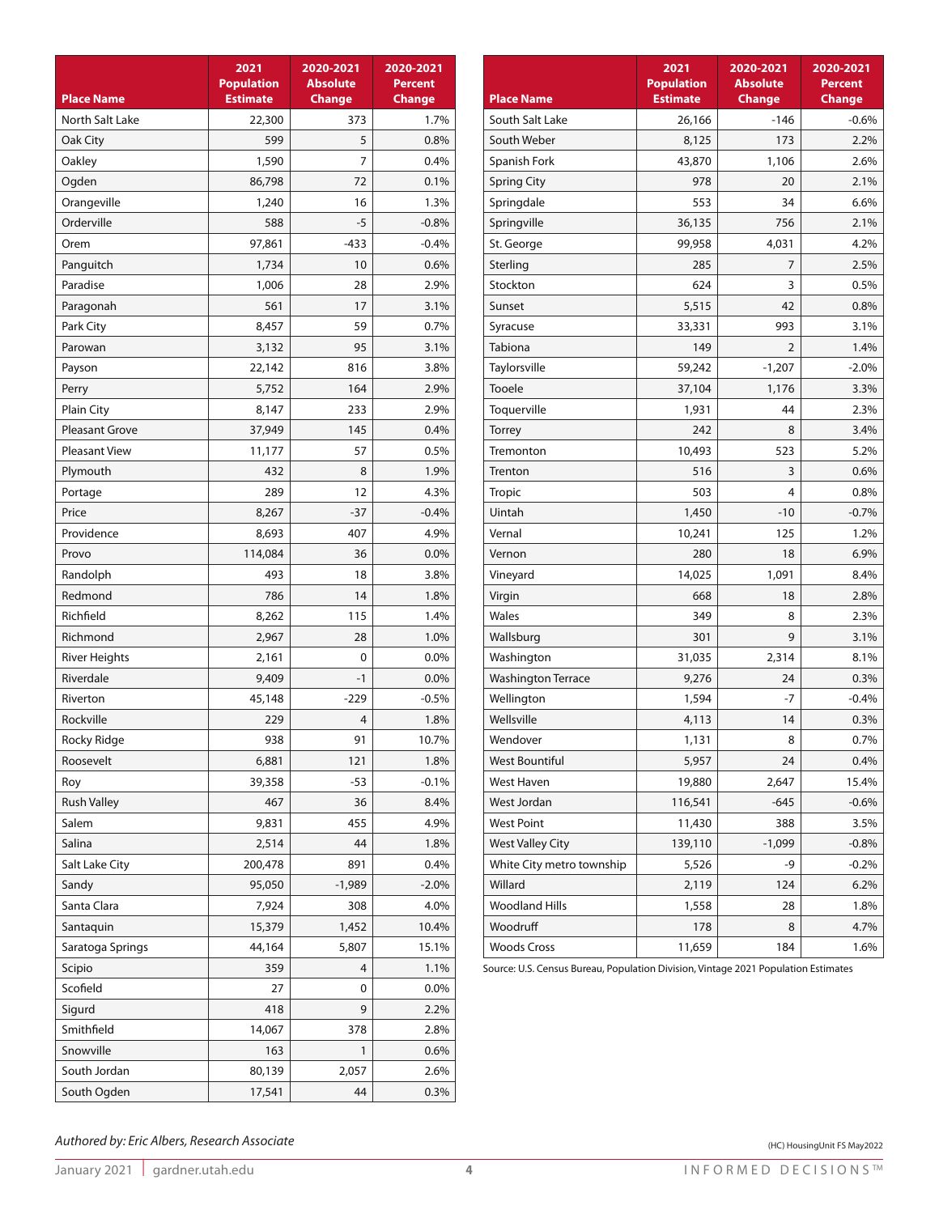| Place Name | 2021 Population Estimate | 2020-2021 Absolute Change | 2020-2021 Percent Change |
|---|---|---|---|
| North Salt Lake | 22,300 | 373 | 1.7% |
| Oak City | 599 | 5 | 0.8% |
| Oakley | 1,590 | 7 | 0.4% |
| Ogden | 86,798 | 72 | 0.1% |
| Orangeville | 1,240 | 16 | 1.3% |
| Orderville | 588 | -5 | -0.8% |
| Orem | 97,861 | -433 | -0.4% |
| Panguitch | 1,734 | 10 | 0.6% |
| Paradise | 1,006 | 28 | 2.9% |
| Paragonah | 561 | 17 | 3.1% |
| Park City | 8,457 | 59 | 0.7% |
| Parowan | 3,132 | 95 | 3.1% |
| Payson | 22,142 | 816 | 3.8% |
| Perry | 5,752 | 164 | 2.9% |
| Plain City | 8,147 | 233 | 2.9% |
| Pleasant Grove | 37,949 | 145 | 0.4% |
| Pleasant View | 11,177 | 57 | 0.5% |
| Plymouth | 432 | 8 | 1.9% |
| Portage | 289 | 12 | 4.3% |
| Price | 8,267 | -37 | -0.4% |
| Providence | 8,693 | 407 | 4.9% |
| Provo | 114,084 | 36 | 0.0% |
| Randolph | 493 | 18 | 3.8% |
| Redmond | 786 | 14 | 1.8% |
| Richfield | 8,262 | 115 | 1.4% |
| Richmond | 2,967 | 28 | 1.0% |
| River Heights | 2,161 | 0 | 0.0% |
| Riverdale | 9,409 | -1 | 0.0% |
| Riverton | 45,148 | -229 | -0.5% |
| Rockville | 229 | 4 | 1.8% |
| Rocky Ridge | 938 | 91 | 10.7% |
| Roosevelt | 6,881 | 121 | 1.8% |
| Roy | 39,358 | -53 | -0.1% |
| Rush Valley | 467 | 36 | 8.4% |
| Salem | 9,831 | 455 | 4.9% |
| Salina | 2,514 | 44 | 1.8% |
| Salt Lake City | 200,478 | 891 | 0.4% |
| Sandy | 95,050 | -1,989 | -2.0% |
| Santa Clara | 7,924 | 308 | 4.0% |
| Santaquin | 15,379 | 1,452 | 10.4% |
| Saratoga Springs | 44,164 | 5,807 | 15.1% |
| Scipio | 359 | 4 | 1.1% |
| Scofield | 27 | 0 | 0.0% |
| Sigurd | 418 | 9 | 2.2% |
| Smithfield | 14,067 | 378 | 2.8% |
| Snowville | 163 | 1 | 0.6% |
| South Jordan | 80,139 | 2,057 | 2.6% |
| South Ogden | 17,541 | 44 | 0.3% |
| South Salt Lake | 26,166 | -146 | -0.6% |
| South Weber | 8,125 | 173 | 2.2% |
| Spanish Fork | 43,870 | 1,106 | 2.6% |
| Spring City | 978 | 20 | 2.1% |
| Springdale | 553 | 34 | 6.6% |
| Springville | 36,135 | 756 | 2.1% |
| St. George | 99,958 | 4,031 | 4.2% |
| Sterling | 285 | 7 | 2.5% |
| Stockton | 624 | 3 | 0.5% |
| Sunset | 5,515 | 42 | 0.8% |
| Syracuse | 33,331 | 993 | 3.1% |
| Tabiona | 149 | 2 | 1.4% |
| Taylorsville | 59,242 | -1,207 | -2.0% |
| Tooele | 37,104 | 1,176 | 3.3% |
| Toquerville | 1,931 | 44 | 2.3% |
| Torrey | 242 | 8 | 3.4% |
| Tremonton | 10,493 | 523 | 5.2% |
| Trenton | 516 | 3 | 0.6% |
| Tropic | 503 | 4 | 0.8% |
| Uintah | 1,450 | -10 | -0.7% |
| Vernal | 10,241 | 125 | 1.2% |
| Vernon | 280 | 18 | 6.9% |
| Vineyard | 14,025 | 1,091 | 8.4% |
| Virgin | 668 | 18 | 2.8% |
| Wales | 349 | 8 | 2.3% |
| Wallsburg | 301 | 9 | 3.1% |
| Washington | 31,035 | 2,314 | 8.1% |
| Washington Terrace | 9,276 | 24 | 0.3% |
| Wellington | 1,594 | -7 | -0.4% |
| Wellsville | 4,113 | 14 | 0.3% |
| Wendover | 1,131 | 8 | 0.7% |
| West Bountiful | 5,957 | 24 | 0.4% |
| West Haven | 19,880 | 2,647 | 15.4% |
| West Jordan | 116,541 | -645 | -0.6% |
| West Point | 11,430 | 388 | 3.5% |
| West Valley City | 139,110 | -1,099 | -0.8% |
| White City metro township | 5,526 | -9 | -0.2% |
| Willard | 2,119 | 124 | 6.2% |
| Woodland Hills | 1,558 | 28 | 1.8% |
| Woodruff | 178 | 8 | 4.7% |
| Woods Cross | 11,659 | 184 | 1.6% |

Source: U.S. Census Bureau, Population Division, Vintage 2021 Population Estimates

*Authored by: Eric Albers, Research Associate*

(HC) HousingUnit FS May2022